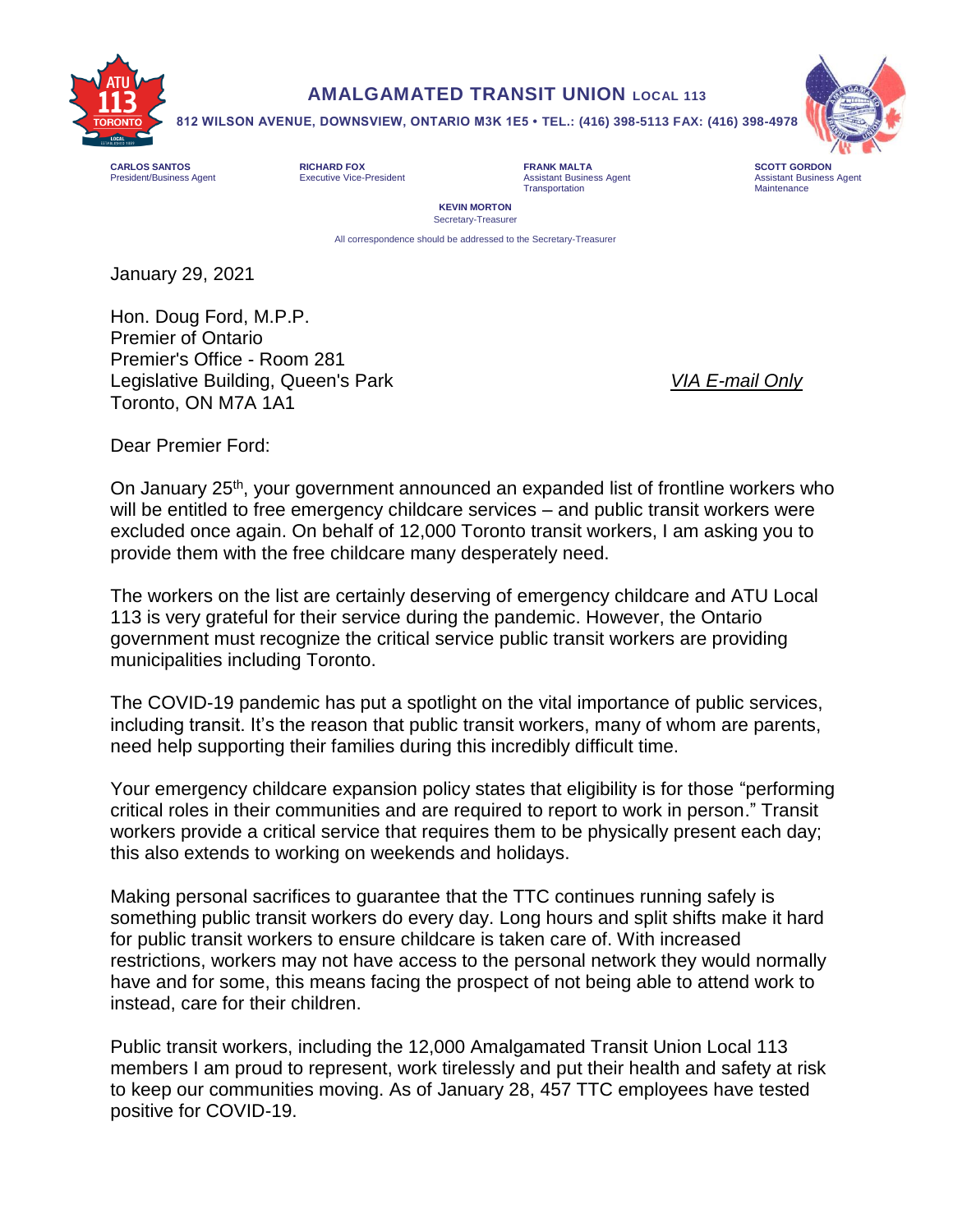# AMALGAMATED TRANSIT UNION LOCAL 113

**812 WILSON AVENUE, DOWNSVIEW, ONTARIO M3K 1E5 • TEL.: (416) 398-5113 FAX: (416) 398-4978**

**CARLOS SANTOS**
President/Business Agent

**RICHARD FOX**
Executive Vice-President

**FRANK MALTA**
Assistant Business Agent
Transportation

**SCOTT GORDON**
Assistant Business Agent
Maintenance

**KEVIN MORTON**
Secretary-Treasurer

All correspondence should be addressed to the Secretary-Treasurer

January 29, 2021

Hon. Doug Ford, M.P.P.
Premier of Ontario
Premier's Office - Room 281
Legislative Building, Queen's Park
Toronto, ON M7A 1A1

*VIA E-mail Only*

Dear Premier Ford:

On January 25th, your government announced an expanded list of frontline workers who will be entitled to free emergency childcare services – and public transit workers were excluded once again. On behalf of 12,000 Toronto transit workers, I am asking you to provide them with the free childcare many desperately need.

The workers on the list are certainly deserving of emergency childcare and ATU Local 113 is very grateful for their service during the pandemic. However, the Ontario government must recognize the critical service public transit workers are providing municipalities including Toronto.

The COVID-19 pandemic has put a spotlight on the vital importance of public services, including transit. It's the reason that public transit workers, many of whom are parents, need help supporting their families during this incredibly difficult time.

Your emergency childcare expansion policy states that eligibility is for those "performing critical roles in their communities and are required to report to work in person." Transit workers provide a critical service that requires them to be physically present each day; this also extends to working on weekends and holidays.

Making personal sacrifices to guarantee that the TTC continues running safely is something public transit workers do every day. Long hours and split shifts make it hard for public transit workers to ensure childcare is taken care of. With increased restrictions, workers may not have access to the personal network they would normally have and for some, this means facing the prospect of not being able to attend work to instead, care for their children.

Public transit workers, including the 12,000 Amalgamated Transit Union Local 113 members I am proud to represent, work tirelessly and put their health and safety at risk to keep our communities moving. As of January 28, 457 TTC employees have tested positive for COVID-19.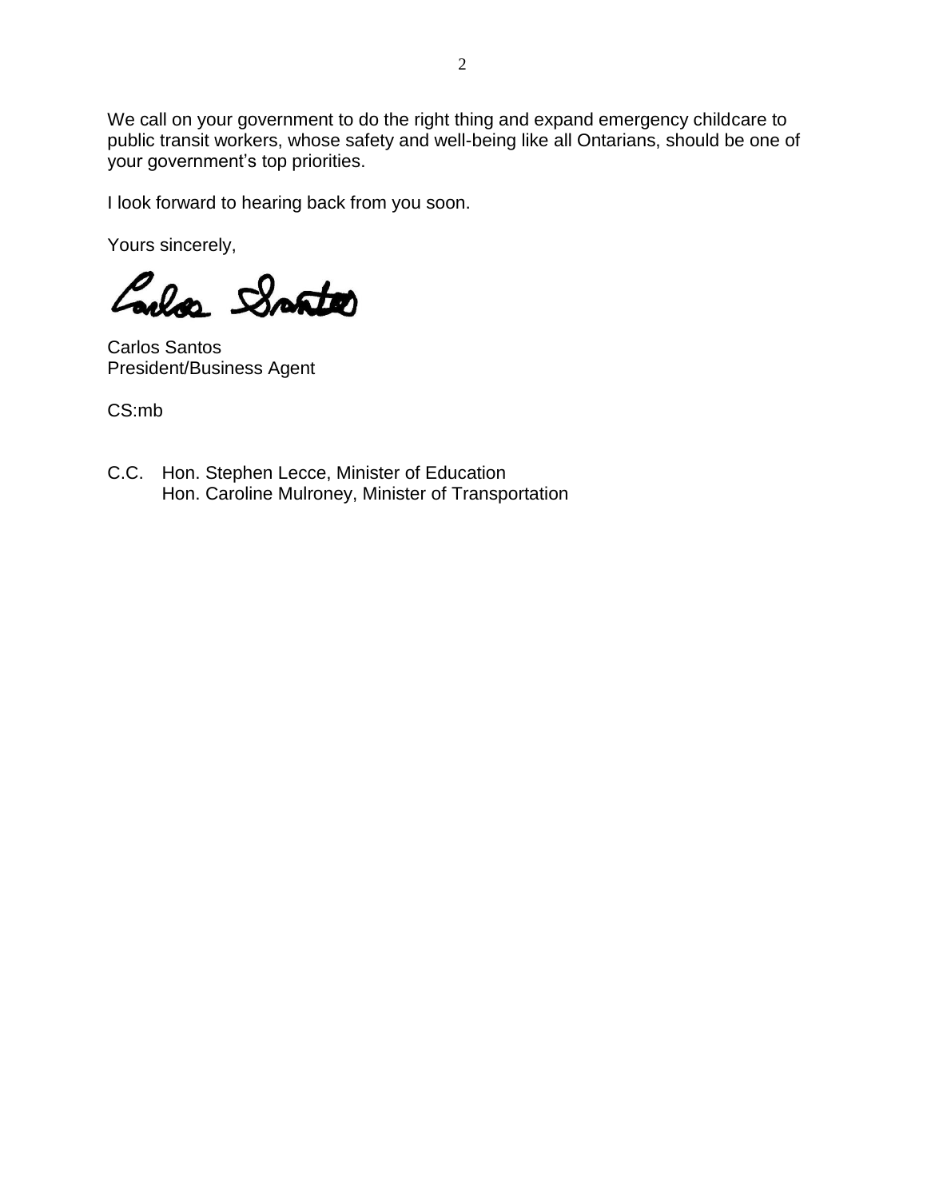We call on your government to do the right thing and expand emergency childcare to public transit workers, whose safety and well-being like all Ontarians, should be one of your government's top priorities.

I look forward to hearing back from you soon.

Yours sincerely,

Carlos Santos
President/Business Agent

CS:mb

C.C. Hon. Stephen Lecce, Minister of Education
Hon. Caroline Mulroney, Minister of Transportation